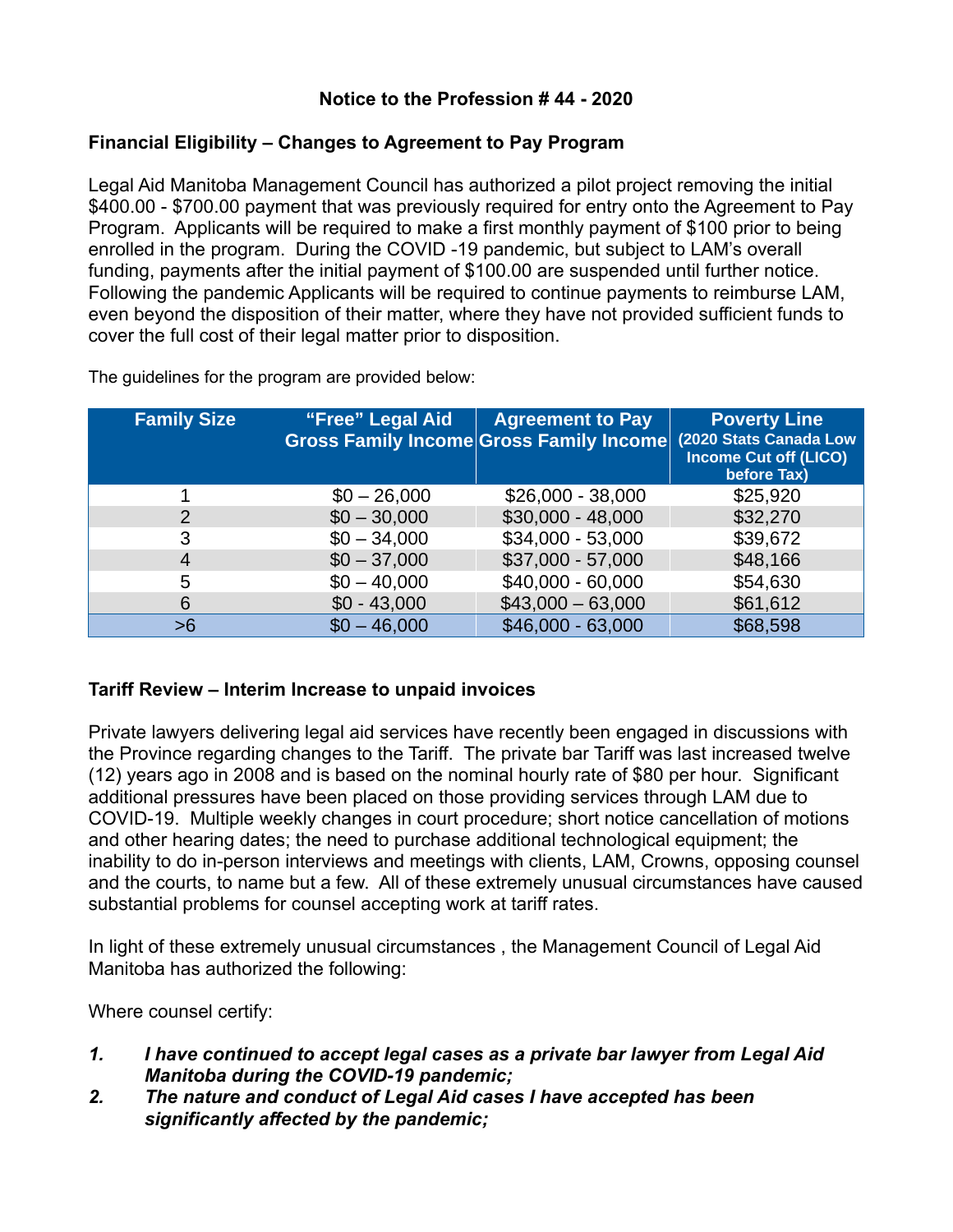**Notice to the Profession # 44 - 2020**

**Financial Eligibility – Changes to Agreement to Pay Program**

Legal Aid Manitoba Management Council has authorized a pilot project removing the initial $400.00 - $700.00 payment that was previously required for entry onto the Agreement to Pay Program. Applicants will be required to make a first monthly payment of $100 prior to being enrolled in the program. During the COVID -19 pandemic, but subject to LAM's overall funding, payments after the initial payment of $100.00 are suspended until further notice. Following the pandemic Applicants will be required to continue payments to reimburse LAM, even beyond the disposition of their matter, where they have not provided sufficient funds to cover the full cost of their legal matter prior to disposition.

The guidelines for the program are provided below:

| Family Size | "Free" Legal Aid Gross Family Income | Agreement to Pay Gross Family Income | Poverty Line (2020 Stats Canada Low Income Cut off (LICO) before Tax) |
|---|---|---|---|
| 1 | $0 – 26,000 | $26,000 - 38,000 | $25,920 |
| 2 | $0 – 30,000 | $30,000 - 48,000 | $32,270 |
| 3 | $0 – 34,000 | $34,000 - 53,000 | $39,672 |
| 4 | $0 – 37,000 | $37,000 - 57,000 | $48,166 |
| 5 | $0 – 40,000 | $40,000 - 60,000 | $54,630 |
| 6 | $0 - 43,000 | $43,000 – 63,000 | $61,612 |
| >6 | $0 – 46,000 | $46,000 - 63,000 | $68,598 |

**Tariff Review – Interim Increase to unpaid invoices**

Private lawyers delivering legal aid services have recently been engaged in discussions with the Province regarding changes to the Tariff. The private bar Tariff was last increased twelve (12) years ago in 2008 and is based on the nominal hourly rate of $80 per hour. Significant additional pressures have been placed on those providing services through LAM due to COVID-19. Multiple weekly changes in court procedure; short notice cancellation of motions and other hearing dates; the need to purchase additional technological equipment; the inability to do in-person interviews and meetings with clients, LAM, Crowns, opposing counsel and the courts, to name but a few. All of these extremely unusual circumstances have caused substantial problems for counsel accepting work at tariff rates.

In light of these extremely unusual circumstances , the Management Council of Legal Aid Manitoba has authorized the following:

Where counsel certify:

1. ***I have continued to accept legal cases as a private bar lawyer from Legal Aid Manitoba during the COVID-19 pandemic;***
2. ***The nature and conduct of Legal Aid cases I have accepted has been significantly affected by the pandemic;***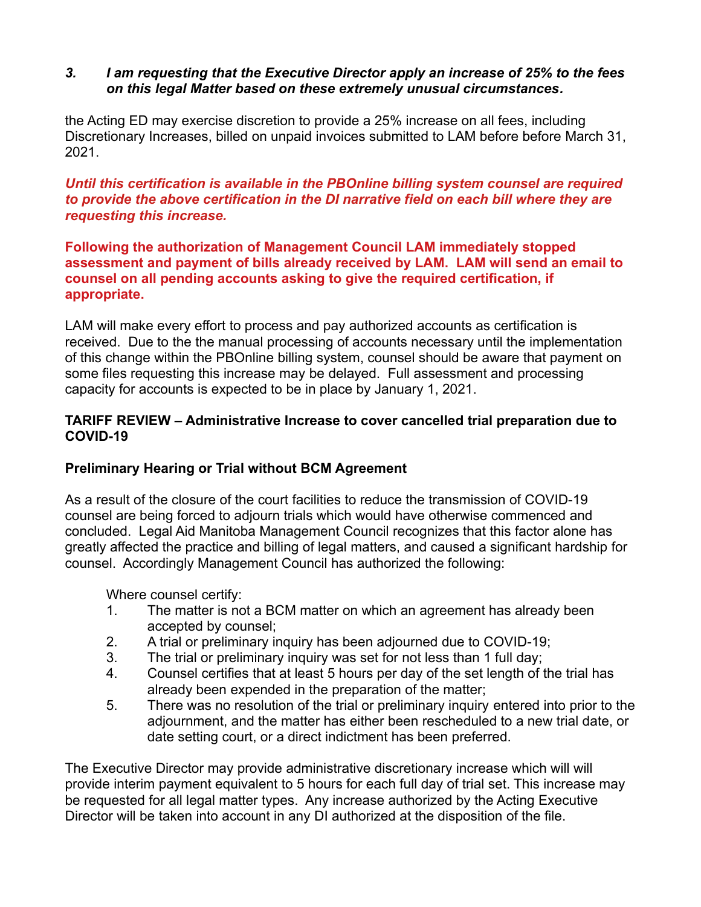3. ***I am requesting that the Executive Director apply an increase of 25% to the fees on this legal Matter based on these extremely unusual circumstances.***

the Acting ED may exercise discretion to provide a 25% increase on all fees, including Discretionary Increases, billed on unpaid invoices submitted to LAM before before March 31, 2021.

***Until this certification is available in the PBOnline billing system counsel are required to provide the above certification in the DI narrative field on each bill where they are requesting this increase.***

**Following the authorization of Management Council LAM immediately stopped assessment and payment of bills already received by LAM. LAM will send an email to counsel on all pending accounts asking to give the required certification, if appropriate.**

LAM will make every effort to process and pay authorized accounts as certification is received. Due to the the manual processing of accounts necessary until the implementation of this change within the PBOnline billing system, counsel should be aware that payment on some files requesting this increase may be delayed. Full assessment and processing capacity for accounts is expected to be in place by January 1, 2021.

**TARIFF REVIEW – Administrative Increase to cover cancelled trial preparation due to COVID-19**

**Preliminary Hearing or Trial without BCM Agreement**

As a result of the closure of the court facilities to reduce the transmission of COVID-19 counsel are being forced to adjourn trials which would have otherwise commenced and concluded. Legal Aid Manitoba Management Council recognizes that this factor alone has greatly affected the practice and billing of legal matters, and caused a significant hardship for counsel. Accordingly Management Council has authorized the following:

Where counsel certify:

1. The matter is not a BCM matter on which an agreement has already been accepted by counsel;
2. A trial or preliminary inquiry has been adjourned due to COVID-19;
3. The trial or preliminary inquiry was set for not less than 1 full day;
4. Counsel certifies that at least 5 hours per day of the set length of the trial has already been expended in the preparation of the matter;
5. There was no resolution of the trial or preliminary inquiry entered into prior to the adjournment, and the matter has either been rescheduled to a new trial date, or date setting court, or a direct indictment has been preferred.

The Executive Director may provide administrative discretionary increase which will will provide interim payment equivalent to 5 hours for each full day of trial set. This increase may be requested for all legal matter types. Any increase authorized by the Acting Executive Director will be taken into account in any DI authorized at the disposition of the file.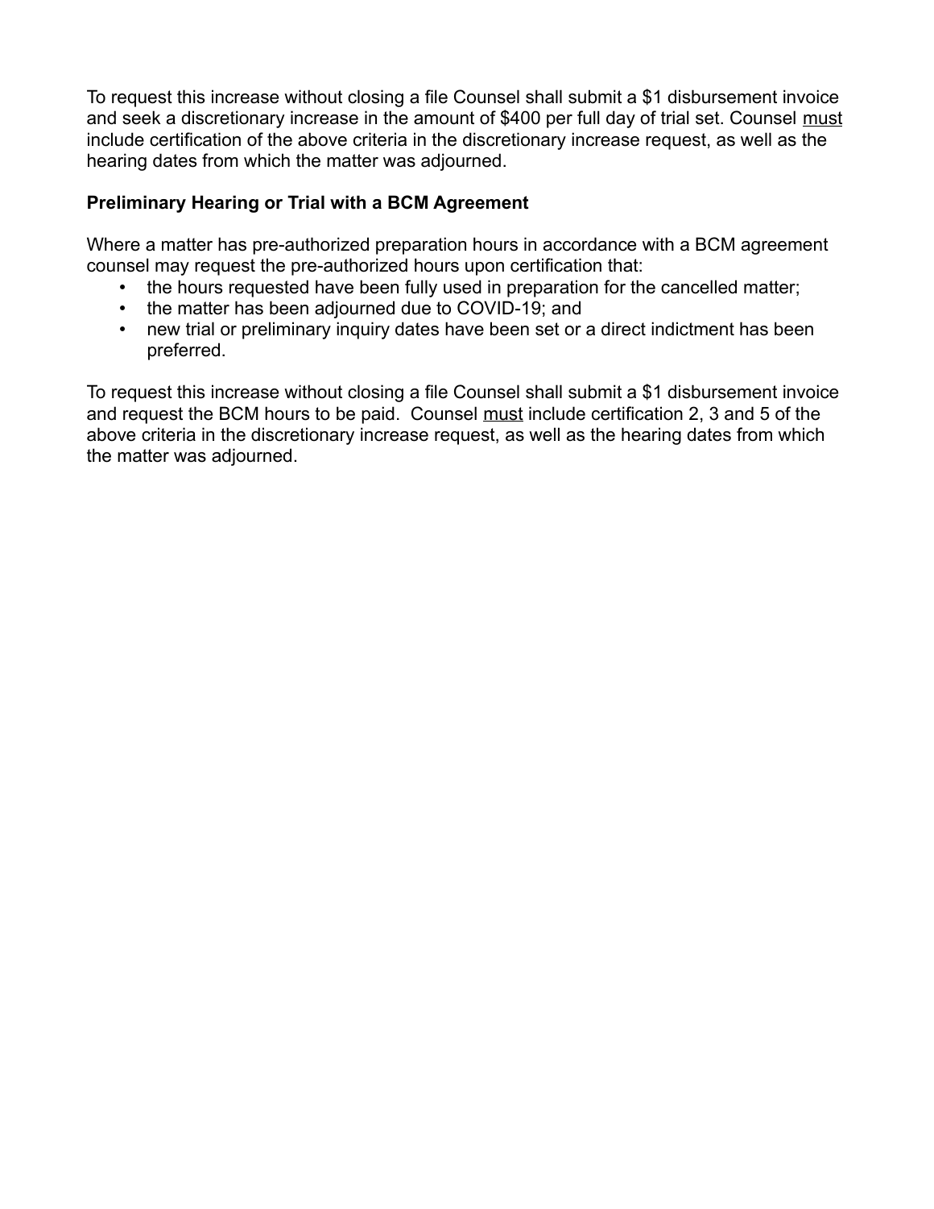To request this increase without closing a file Counsel shall submit a $1 disbursement invoice and seek a discretionary increase in the amount of $400 per full day of trial set. Counsel must include certification of the above criteria in the discretionary increase request, as well as the hearing dates from which the matter was adjourned.

**Preliminary Hearing or Trial with a BCM Agreement**

Where a matter has pre-authorized preparation hours in accordance with a BCM agreement counsel may request the pre-authorized hours upon certification that:

- the hours requested have been fully used in preparation for the cancelled matter;
- the matter has been adjourned due to COVID-19; and
- new trial or preliminary inquiry dates have been set or a direct indictment has been preferred.

To request this increase without closing a file Counsel shall submit a $1 disbursement invoice and request the BCM hours to be paid. Counsel must include certification 2, 3 and 5 of the above criteria in the discretionary increase request, as well as the hearing dates from which the matter was adjourned.